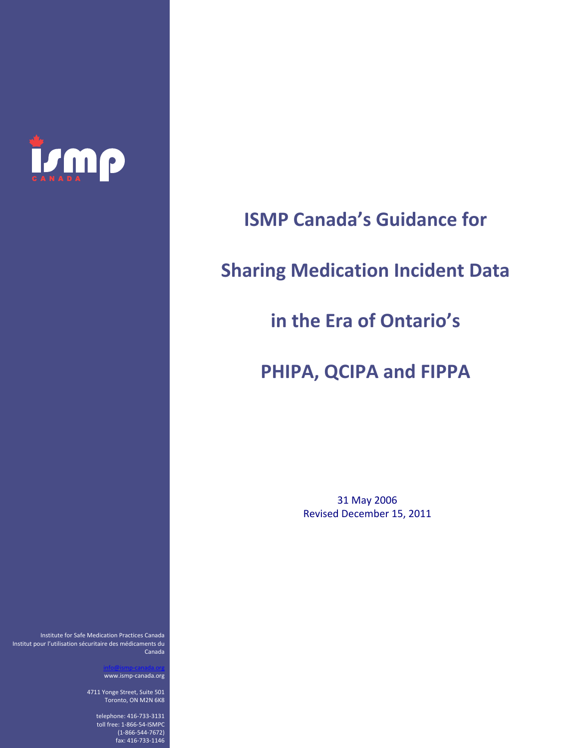# ISMP Canada's Guidance for Sharing Medication Incident Data in the Era of Ontario's PHIPA, QCIPA and FIPPA

31 May 2006
Revised December 15, 2011

Institute for Safe Medication Practices Canada
Institut pour l'utilisation sécuritaire des médicaments du Canada

info@ismp-canada.org
www.ismp-canada.org

4711 Yonge Street, Suite 501
Toronto, ON M2N 6K8

telephone: 416-733-3131
toll free: 1-866-54-ISMPC
(1-866-544-7672)
fax: 416-733-1146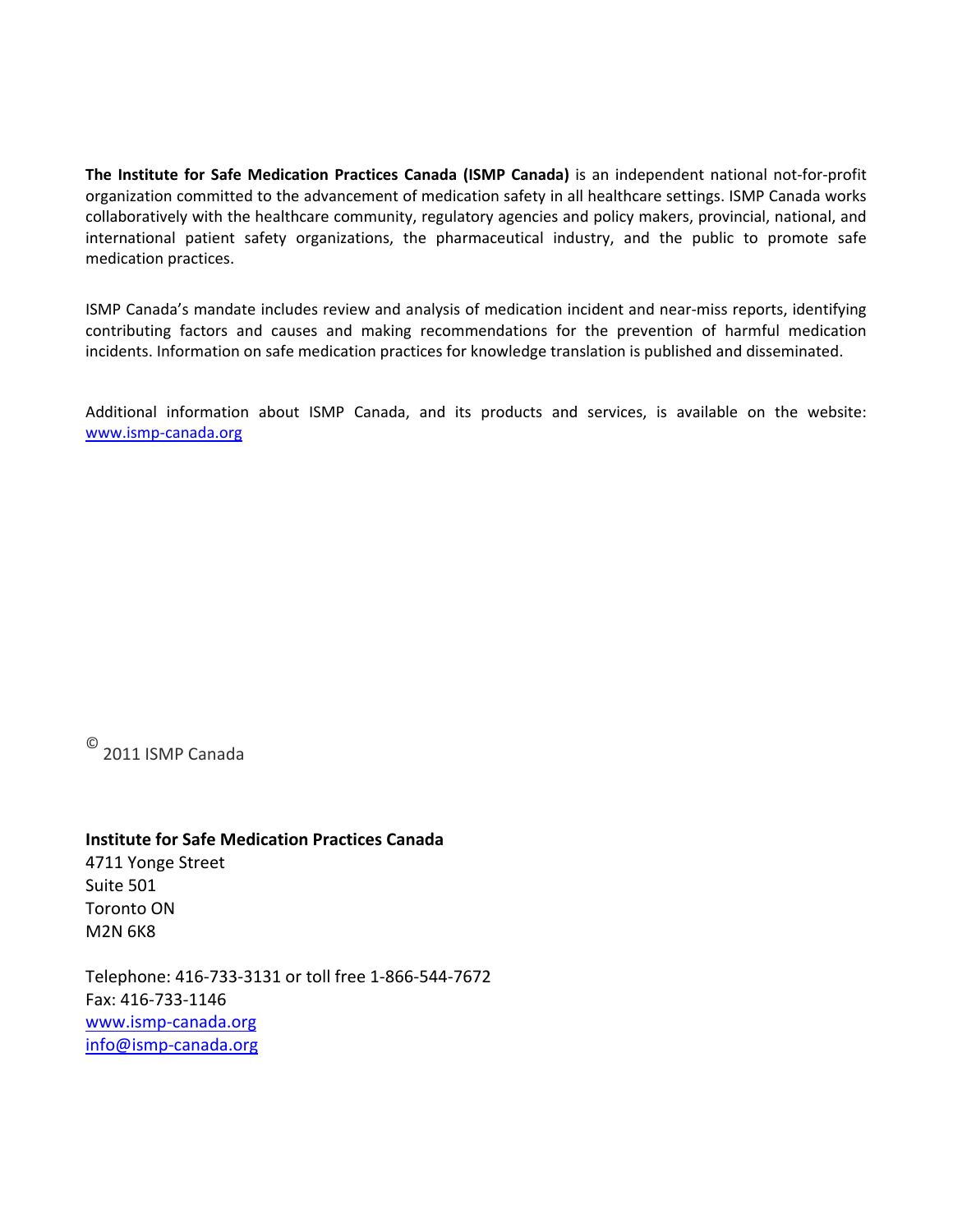**The Institute for Safe Medication Practices Canada (ISMP Canada)** is an independent national not-for-profit organization committed to the advancement of medication safety in all healthcare settings. ISMP Canada works collaboratively with the healthcare community, regulatory agencies and policy makers, provincial, national, and international patient safety organizations, the pharmaceutical industry, and the public to promote safe medication practices.

ISMP Canada's mandate includes review and analysis of medication incident and near-miss reports, identifying contributing factors and causes and making recommendations for the prevention of harmful medication incidents. Information on safe medication practices for knowledge translation is published and disseminated.

Additional information about ISMP Canada, and its products and services, is available on the website: www.ismp-canada.org

© 2011 ISMP Canada

**Institute for Safe Medication Practices Canada**
4711 Yonge Street
Suite 501
Toronto ON
M2N 6K8

Telephone: 416-733-3131 or toll free 1-866-544-7672
Fax: 416-733-1146
www.ismp-canada.org
info@ismp-canada.org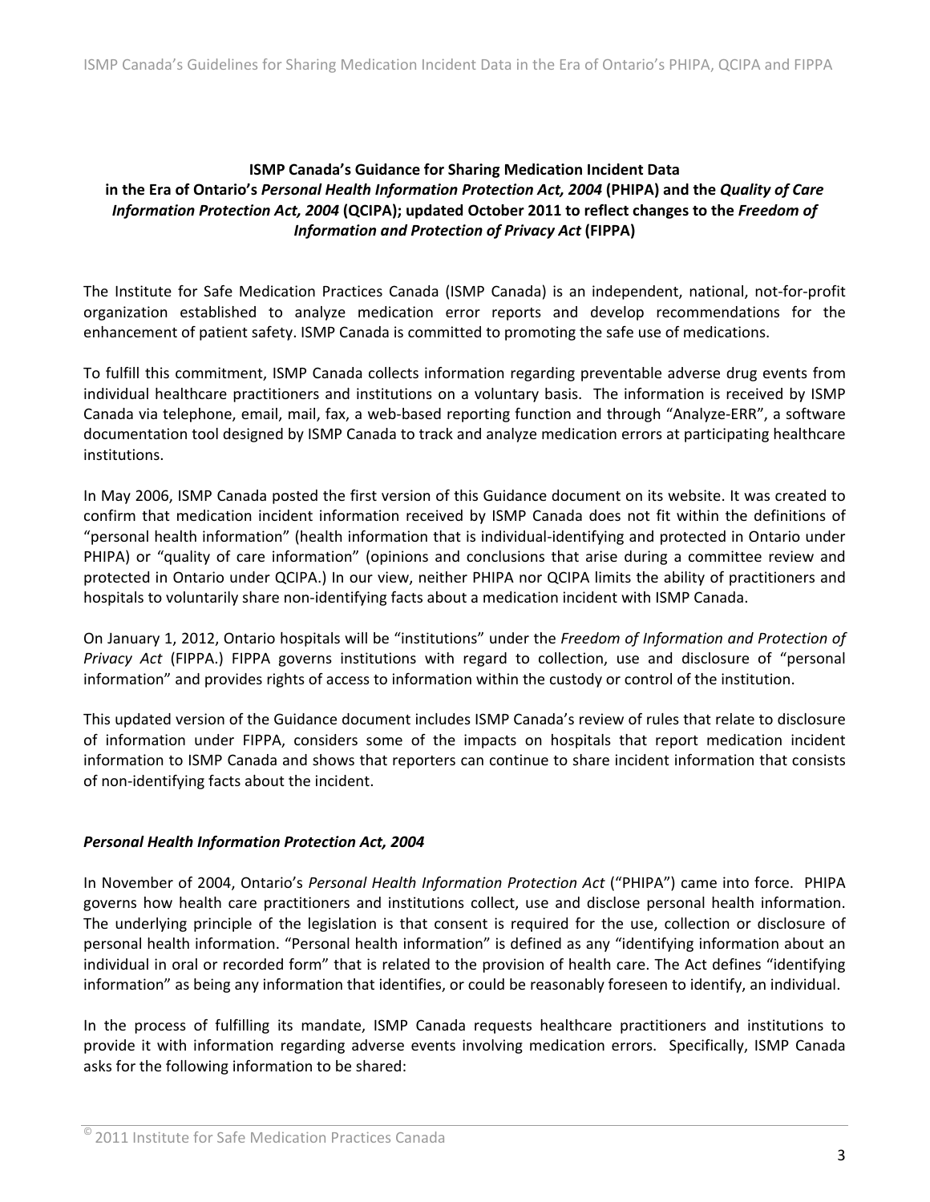**ISMP Canada's Guidance for Sharing Medication Incident Data in the Era of Ontario's *Personal Health Information Protection Act, 2004* (PHIPA) and the *Quality of Care Information Protection Act, 2004* (QCIPA); updated October 2011 to reflect changes to the *Freedom of Information and Protection of Privacy Act* (FIPPA)**

The Institute for Safe Medication Practices Canada (ISMP Canada) is an independent, national, not-for-profit organization established to analyze medication error reports and develop recommendations for the enhancement of patient safety. ISMP Canada is committed to promoting the safe use of medications.

To fulfill this commitment, ISMP Canada collects information regarding preventable adverse drug events from individual healthcare practitioners and institutions on a voluntary basis. The information is received by ISMP Canada via telephone, email, mail, fax, a web-based reporting function and through "Analyze-ERR", a software documentation tool designed by ISMP Canada to track and analyze medication errors at participating healthcare institutions.

In May 2006, ISMP Canada posted the first version of this Guidance document on its website. It was created to confirm that medication incident information received by ISMP Canada does not fit within the definitions of "personal health information" (health information that is individual-identifying and protected in Ontario under PHIPA) or "quality of care information" (opinions and conclusions that arise during a committee review and protected in Ontario under QCIPA.) In our view, neither PHIPA nor QCIPA limits the ability of practitioners and hospitals to voluntarily share non-identifying facts about a medication incident with ISMP Canada.

On January 1, 2012, Ontario hospitals will be "institutions" under the *Freedom of Information and Protection of Privacy Act* (FIPPA.) FIPPA governs institutions with regard to collection, use and disclosure of "personal information" and provides rights of access to information within the custody or control of the institution.

This updated version of the Guidance document includes ISMP Canada's review of rules that relate to disclosure of information under FIPPA, considers some of the impacts on hospitals that report medication incident information to ISMP Canada and shows that reporters can continue to share incident information that consists of non-identifying facts about the incident.

### *Personal Health Information Protection Act, 2004*

In November of 2004, Ontario's *Personal Health Information Protection Act* ("PHIPA") came into force. PHIPA governs how health care practitioners and institutions collect, use and disclose personal health information. The underlying principle of the legislation is that consent is required for the use, collection or disclosure of personal health information. "Personal health information" is defined as any "identifying information about an individual in oral or recorded form" that is related to the provision of health care. The Act defines "identifying information" as being any information that identifies, or could be reasonably foreseen to identify, an individual.

In the process of fulfilling its mandate, ISMP Canada requests healthcare practitioners and institutions to provide it with information regarding adverse events involving medication errors. Specifically, ISMP Canada asks for the following information to be shared: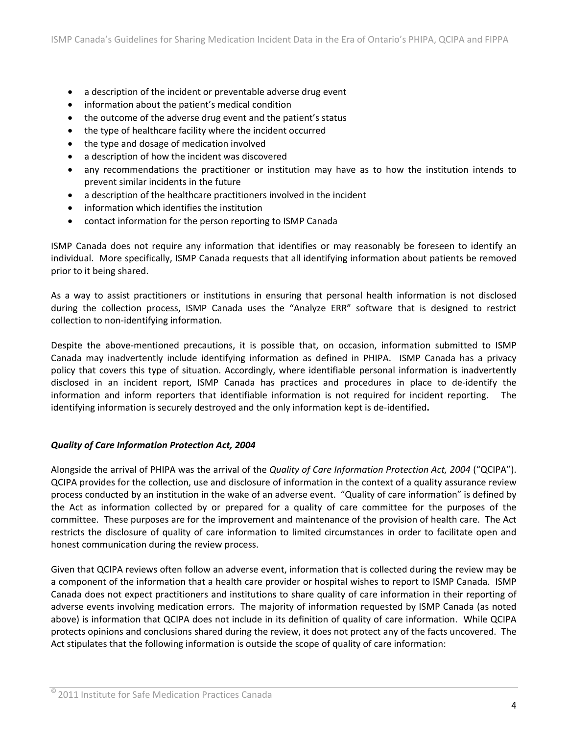- a description of the incident or preventable adverse drug event
- information about the patient's medical condition
- the outcome of the adverse drug event and the patient's status
- the type of healthcare facility where the incident occurred
- the type and dosage of medication involved
- a description of how the incident was discovered
- any recommendations the practitioner or institution may have as to how the institution intends to prevent similar incidents in the future
- a description of the healthcare practitioners involved in the incident
- information which identifies the institution
- contact information for the person reporting to ISMP Canada

ISMP Canada does not require any information that identifies or may reasonably be foreseen to identify an individual. More specifically, ISMP Canada requests that all identifying information about patients be removed prior to it being shared.

As a way to assist practitioners or institutions in ensuring that personal health information is not disclosed during the collection process, ISMP Canada uses the "Analyze ERR" software that is designed to restrict collection to non-identifying information.

Despite the above-mentioned precautions, it is possible that, on occasion, information submitted to ISMP Canada may inadvertently include identifying information as defined in PHIPA. ISMP Canada has a privacy policy that covers this type of situation. Accordingly, where identifiable personal information is inadvertently disclosed in an incident report, ISMP Canada has practices and procedures in place to de-identify the information and inform reporters that identifiable information is not required for incident reporting. The identifying information is securely destroyed and the only information kept is de-identified.

### *Quality of Care Information Protection Act, 2004*

Alongside the arrival of PHIPA was the arrival of the *Quality of Care Information Protection Act, 2004* ("QCIPA"). QCIPA provides for the collection, use and disclosure of information in the context of a quality assurance review process conducted by an institution in the wake of an adverse event. "Quality of care information" is defined by the Act as information collected by or prepared for a quality of care committee for the purposes of the committee. These purposes are for the improvement and maintenance of the provision of health care. The Act restricts the disclosure of quality of care information to limited circumstances in order to facilitate open and honest communication during the review process.

Given that QCIPA reviews often follow an adverse event, information that is collected during the review may be a component of the information that a health care provider or hospital wishes to report to ISMP Canada. ISMP Canada does not expect practitioners and institutions to share quality of care information in their reporting of adverse events involving medication errors. The majority of information requested by ISMP Canada (as noted above) is information that QCIPA does not include in its definition of quality of care information. While QCIPA protects opinions and conclusions shared during the review, it does not protect any of the facts uncovered. The Act stipulates that the following information is outside the scope of quality of care information: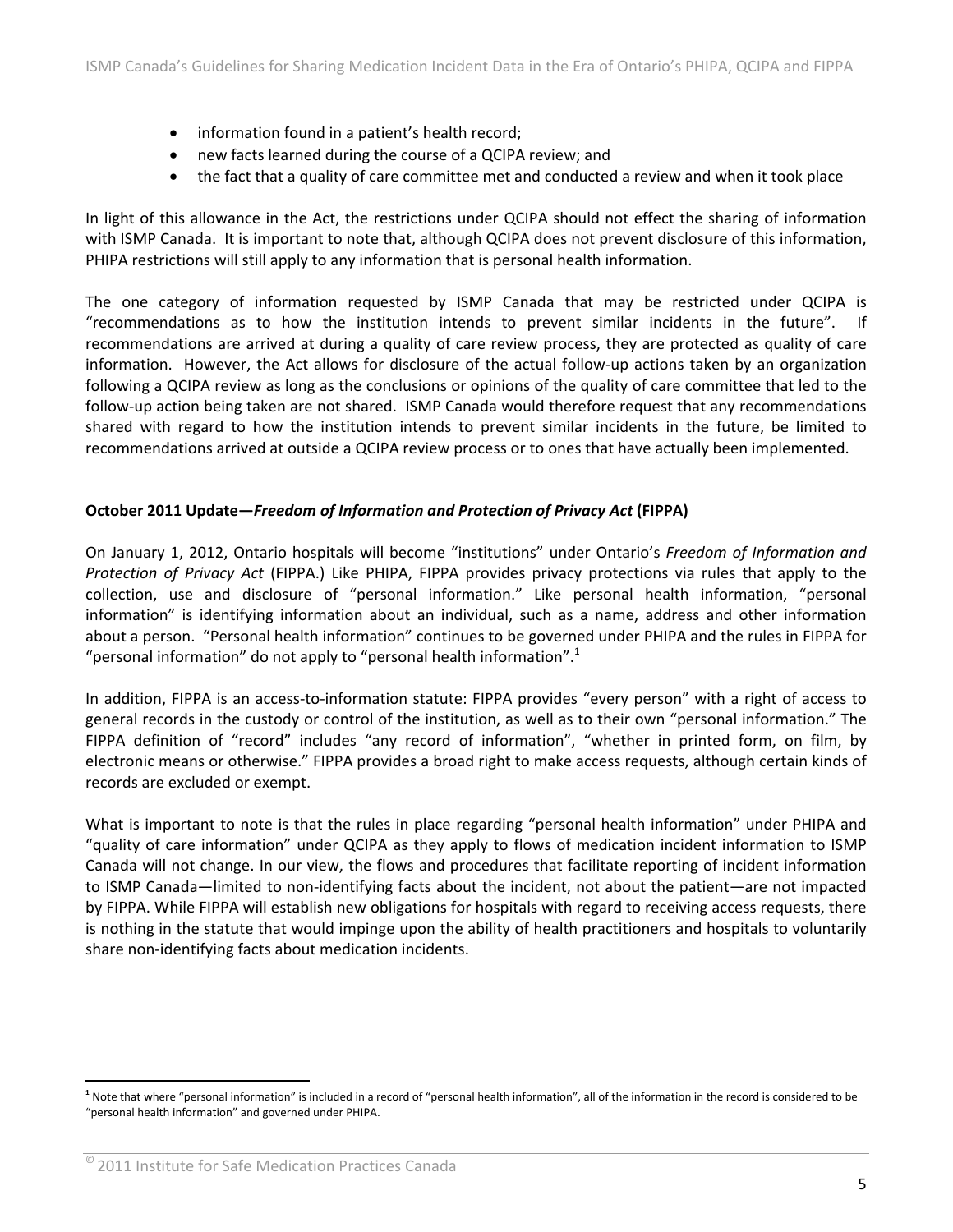- information found in a patient's health record;
- new facts learned during the course of a QCIPA review; and
- the fact that a quality of care committee met and conducted a review and when it took place

In light of this allowance in the Act, the restrictions under QCIPA should not effect the sharing of information with ISMP Canada. It is important to note that, although QCIPA does not prevent disclosure of this information, PHIPA restrictions will still apply to any information that is personal health information.

The one category of information requested by ISMP Canada that may be restricted under QCIPA is "recommendations as to how the institution intends to prevent similar incidents in the future". If recommendations are arrived at during a quality of care review process, they are protected as quality of care information. However, the Act allows for disclosure of the actual follow-up actions taken by an organization following a QCIPA review as long as the conclusions or opinions of the quality of care committee that led to the follow-up action being taken are not shared. ISMP Canada would therefore request that any recommendations shared with regard to how the institution intends to prevent similar incidents in the future, be limited to recommendations arrived at outside a QCIPA review process or to ones that have actually been implemented.

**October 2011 Update—*Freedom of Information and Protection of Privacy Act* (FIPPA)**

On January 1, 2012, Ontario hospitals will become "institutions" under Ontario's *Freedom of Information and Protection of Privacy Act* (FIPPA.) Like PHIPA, FIPPA provides privacy protections via rules that apply to the collection, use and disclosure of "personal information." Like personal health information, "personal information" is identifying information about an individual, such as a name, address and other information about a person. "Personal health information" continues to be governed under PHIPA and the rules in FIPPA for "personal information" do not apply to "personal health information".[1]

In addition, FIPPA is an access-to-information statute: FIPPA provides "every person" with a right of access to general records in the custody or control of the institution, as well as to their own "personal information." The FIPPA definition of "record" includes "any record of information", "whether in printed form, on film, by electronic means or otherwise." FIPPA provides a broad right to make access requests, although certain kinds of records are excluded or exempt.

What is important to note is that the rules in place regarding "personal health information" under PHIPA and "quality of care information" under QCIPA as they apply to flows of medication incident information to ISMP Canada will not change. In our view, the flows and procedures that facilitate reporting of incident information to ISMP Canada—limited to non-identifying facts about the incident, not about the patient—are not impacted by FIPPA. While FIPPA will establish new obligations for hospitals with regard to receiving access requests, there is nothing in the statute that would impinge upon the ability of health practitioners and hospitals to voluntarily share non-identifying facts about medication incidents.

[1] Note that where "personal information" is included in a record of "personal health information", all of the information in the record is considered to be "personal health information" and governed under PHIPA.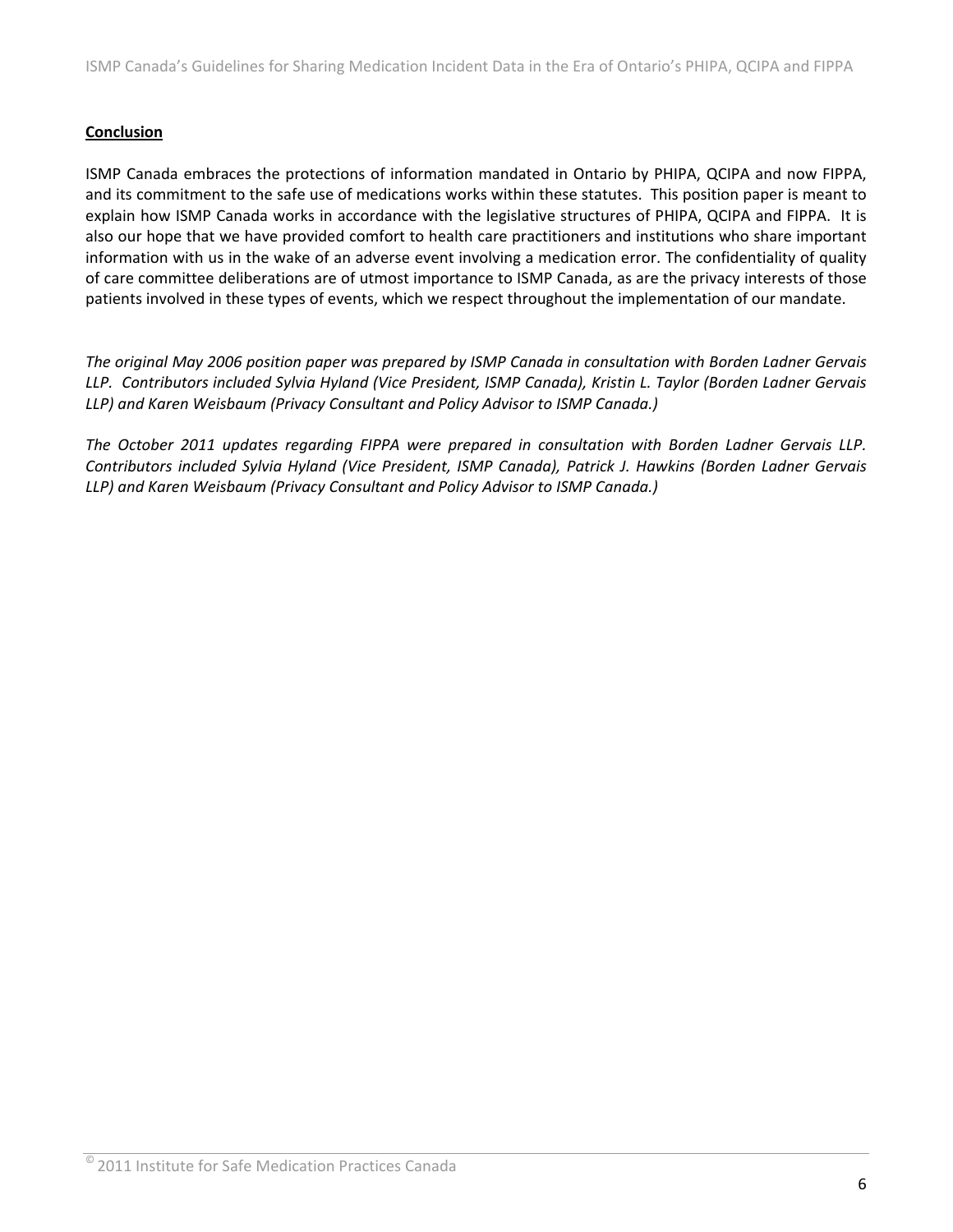**Conclusion**

ISMP Canada embraces the protections of information mandated in Ontario by PHIPA, QCIPA and now FIPPA, and its commitment to the safe use of medications works within these statutes. This position paper is meant to explain how ISMP Canada works in accordance with the legislative structures of PHIPA, QCIPA and FIPPA. It is also our hope that we have provided comfort to health care practitioners and institutions who share important information with us in the wake of an adverse event involving a medication error. The confidentiality of quality of care committee deliberations are of utmost importance to ISMP Canada, as are the privacy interests of those patients involved in these types of events, which we respect throughout the implementation of our mandate.

*The original May 2006 position paper was prepared by ISMP Canada in consultation with Borden Ladner Gervais LLP. Contributors included Sylvia Hyland (Vice President, ISMP Canada), Kristin L. Taylor (Borden Ladner Gervais LLP) and Karen Weisbaum (Privacy Consultant and Policy Advisor to ISMP Canada.)*

*The October 2011 updates regarding FIPPA were prepared in consultation with Borden Ladner Gervais LLP. Contributors included Sylvia Hyland (Vice President, ISMP Canada), Patrick J. Hawkins (Borden Ladner Gervais LLP) and Karen Weisbaum (Privacy Consultant and Policy Advisor to ISMP Canada.)*